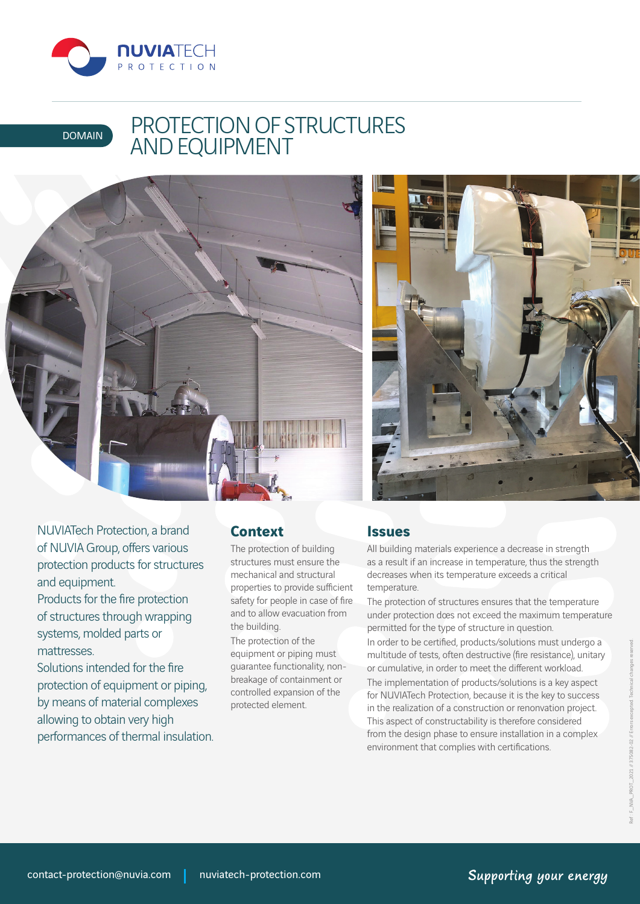NUVIATECH PROTECTION

DOMAIN

# PROTECTION OF STRUCTURES AND EQUIPMENT

NUVIATech Protection, a brand of NUVIA Group, offers various protection products for structures and equipment.
Products for the fire protection of structures through wrapping systems, molded parts or mattresses.
Solutions intended for the fire protection of equipment or piping, by means of material complexes allowing to obtain very high performances of thermal insulation.

## Context

The protection of building structures must ensure the mechanical and structural properties to provide sufficient safety for people in case of fire and to allow evacuation from the building.

The protection of the equipment or piping must guarantee functionality, non-breakage of containment or controlled expansion of the protected element.

## Issues

All building materials experience a decrease in strength as a result if an increase in temperature, thus the strength decreases when its temperature exceeds a critical temperature.

The protection of structures ensures that the temperature under protection dœs not exceed the maximum temperature permitted for the type of structure in question.

In order to be certified, products/solutions must undergo a multitude of tests, often destructive (fire resistance), unitary or cumulative, in order to meet the different workload.

The implementation of products/solutions is a key aspect for NUVIATech Protection, because it is the key to success in the realization of a construction or renonvation project. This aspect of constructability is therefore considered from the design phase to ensure installation in a complex environment that complies with certifications.

contact-protection@nuvia.com | nuviatech-protection.com

Supporting your energy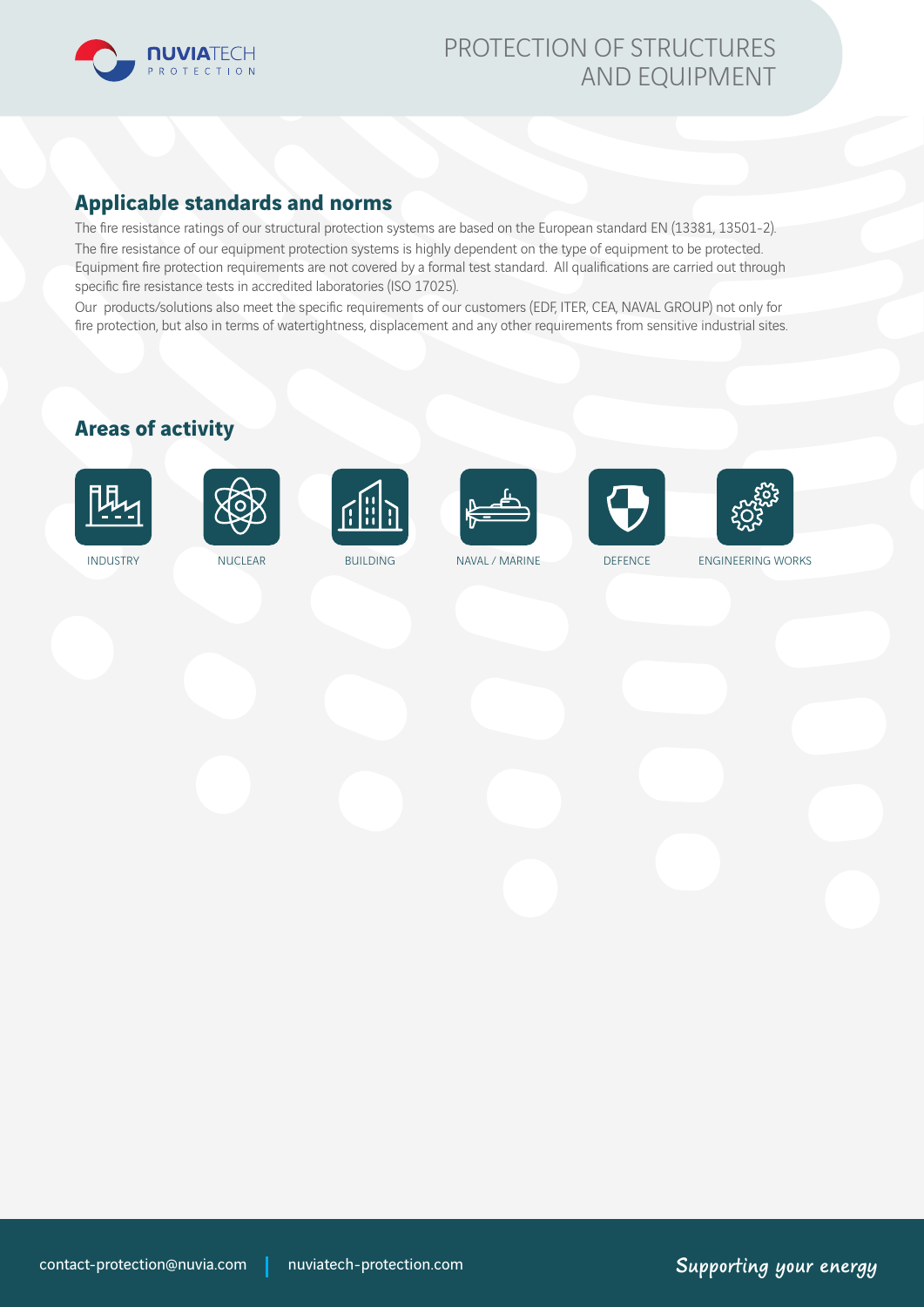## Applicable standards and norms

The fire resistance ratings of our structural protection systems are based on the European standard EN (13381, 13501-2).

The fire resistance of our equipment protection systems is highly dependent on the type of equipment to be protected. Equipment fire protection requirements are not covered by a formal test standard. All qualifications are carried out through specific fire resistance tests in accredited laboratories (ISO 17025).

Our products/solutions also meet the specific requirements of our customers (EDF, ITER, CEA, NAVAL GROUP) not only for fire protection, but also in terms of watertightness, displacement and any other requirements from sensitive industrial sites.

## Areas of activity

INDUSTRY

NUCLEAR

BUILDING

NAVAL / MARINE

DEFENCE

ENGINEERING WORKS

contact-protection@nuvia.com | nuviatech-protection.com

*Supporting your energy*